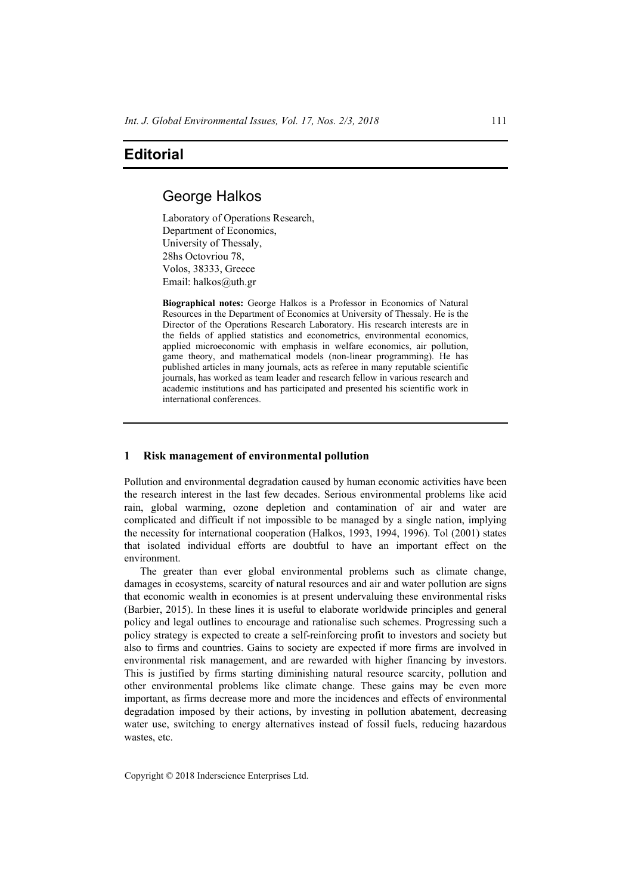# Editorial

## George Halkos

Laboratory of Operations Research,
Department of Economics,
University of Thessaly,
28hs Octovriou 78,
Volos, 38333, Greece
Email: halkos@uth.gr

**Biographical notes:** George Halkos is a Professor in Economics of Natural Resources in the Department of Economics at University of Thessaly. He is the Director of the Operations Research Laboratory. His research interests are in the fields of applied statistics and econometrics, environmental economics, applied microeconomic with emphasis in welfare economics, air pollution, game theory, and mathematical models (non-linear programming). He has published articles in many journals, acts as referee in many reputable scientific journals, has worked as team leader and research fellow in various research and academic institutions and has participated and presented his scientific work in international conferences.

## 1 Risk management of environmental pollution

Pollution and environmental degradation caused by human economic activities have been the research interest in the last few decades. Serious environmental problems like acid rain, global warming, ozone depletion and contamination of air and water are complicated and difficult if not impossible to be managed by a single nation, implying the necessity for international cooperation (Halkos, 1993, 1994, 1996). Tol (2001) states that isolated individual efforts are doubtful to have an important effect on the environment.

The greater than ever global environmental problems such as climate change, damages in ecosystems, scarcity of natural resources and air and water pollution are signs that economic wealth in economies is at present undervaluing these environmental risks (Barbier, 2015). In these lines it is useful to elaborate worldwide principles and general policy and legal outlines to encourage and rationalise such schemes. Progressing such a policy strategy is expected to create a self-reinforcing profit to investors and society but also to firms and countries. Gains to society are expected if more firms are involved in environmental risk management, and are rewarded with higher financing by investors. This is justified by firms starting diminishing natural resource scarcity, pollution and other environmental problems like climate change. These gains may be even more important, as firms decrease more and more the incidences and effects of environmental degradation imposed by their actions, by investing in pollution abatement, decreasing water use, switching to energy alternatives instead of fossil fuels, reducing hazardous wastes, etc.

Copyright © 2018 Inderscience Enterprises Ltd.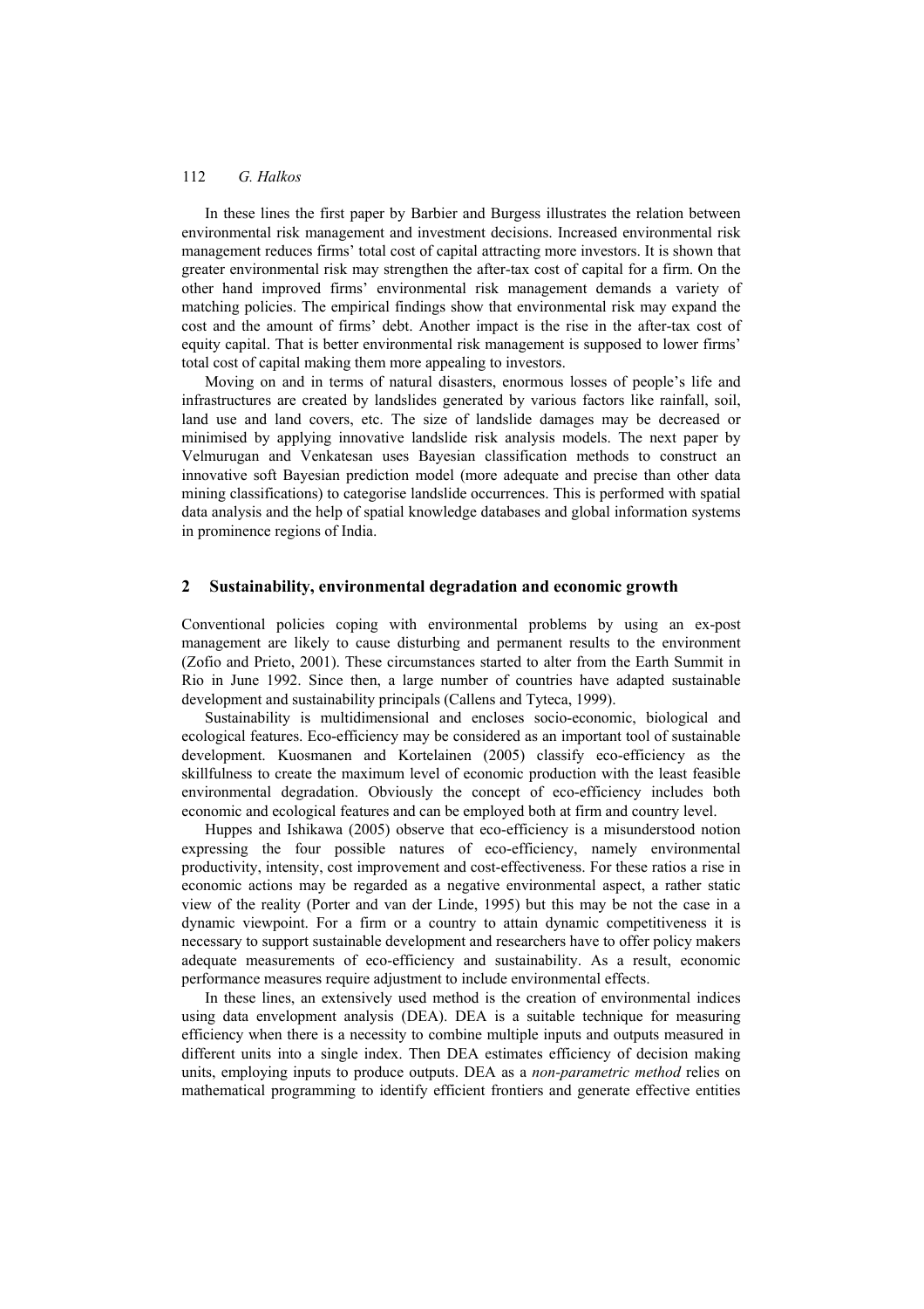In these lines the first paper by Barbier and Burgess illustrates the relation between environmental risk management and investment decisions. Increased environmental risk management reduces firms' total cost of capital attracting more investors. It is shown that greater environmental risk may strengthen the after-tax cost of capital for a firm. On the other hand improved firms' environmental risk management demands a variety of matching policies. The empirical findings show that environmental risk may expand the cost and the amount of firms' debt. Another impact is the rise in the after-tax cost of equity capital. That is better environmental risk management is supposed to lower firms' total cost of capital making them more appealing to investors.

Moving on and in terms of natural disasters, enormous losses of people's life and infrastructures are created by landslides generated by various factors like rainfall, soil, land use and land covers, etc. The size of landslide damages may be decreased or minimised by applying innovative landslide risk analysis models. The next paper by Velmurugan and Venkatesan uses Bayesian classification methods to construct an innovative soft Bayesian prediction model (more adequate and precise than other data mining classifications) to categorise landslide occurrences. This is performed with spatial data analysis and the help of spatial knowledge databases and global information systems in prominence regions of India.

## 2 Sustainability, environmental degradation and economic growth

Conventional policies coping with environmental problems by using an ex-post management are likely to cause disturbing and permanent results to the environment (Zofio and Prieto, 2001). These circumstances started to alter from the Earth Summit in Rio in June 1992. Since then, a large number of countries have adapted sustainable development and sustainability principals (Callens and Tyteca, 1999).

Sustainability is multidimensional and encloses socio-economic, biological and ecological features. Eco-efficiency may be considered as an important tool of sustainable development. Kuosmanen and Kortelainen (2005) classify eco-efficiency as the skillfulness to create the maximum level of economic production with the least feasible environmental degradation. Obviously the concept of eco-efficiency includes both economic and ecological features and can be employed both at firm and country level.

Huppes and Ishikawa (2005) observe that eco-efficiency is a misunderstood notion expressing the four possible natures of eco-efficiency, namely environmental productivity, intensity, cost improvement and cost-effectiveness. For these ratios a rise in economic actions may be regarded as a negative environmental aspect, a rather static view of the reality (Porter and van der Linde, 1995) but this may be not the case in a dynamic viewpoint. For a firm or a country to attain dynamic competitiveness it is necessary to support sustainable development and researchers have to offer policy makers adequate measurements of eco-efficiency and sustainability. As a result, economic performance measures require adjustment to include environmental effects.

In these lines, an extensively used method is the creation of environmental indices using data envelopment analysis (DEA). DEA is a suitable technique for measuring efficiency when there is a necessity to combine multiple inputs and outputs measured in different units into a single index. Then DEA estimates efficiency of decision making units, employing inputs to produce outputs. DEA as a *non-parametric method* relies on mathematical programming to identify efficient frontiers and generate effective entities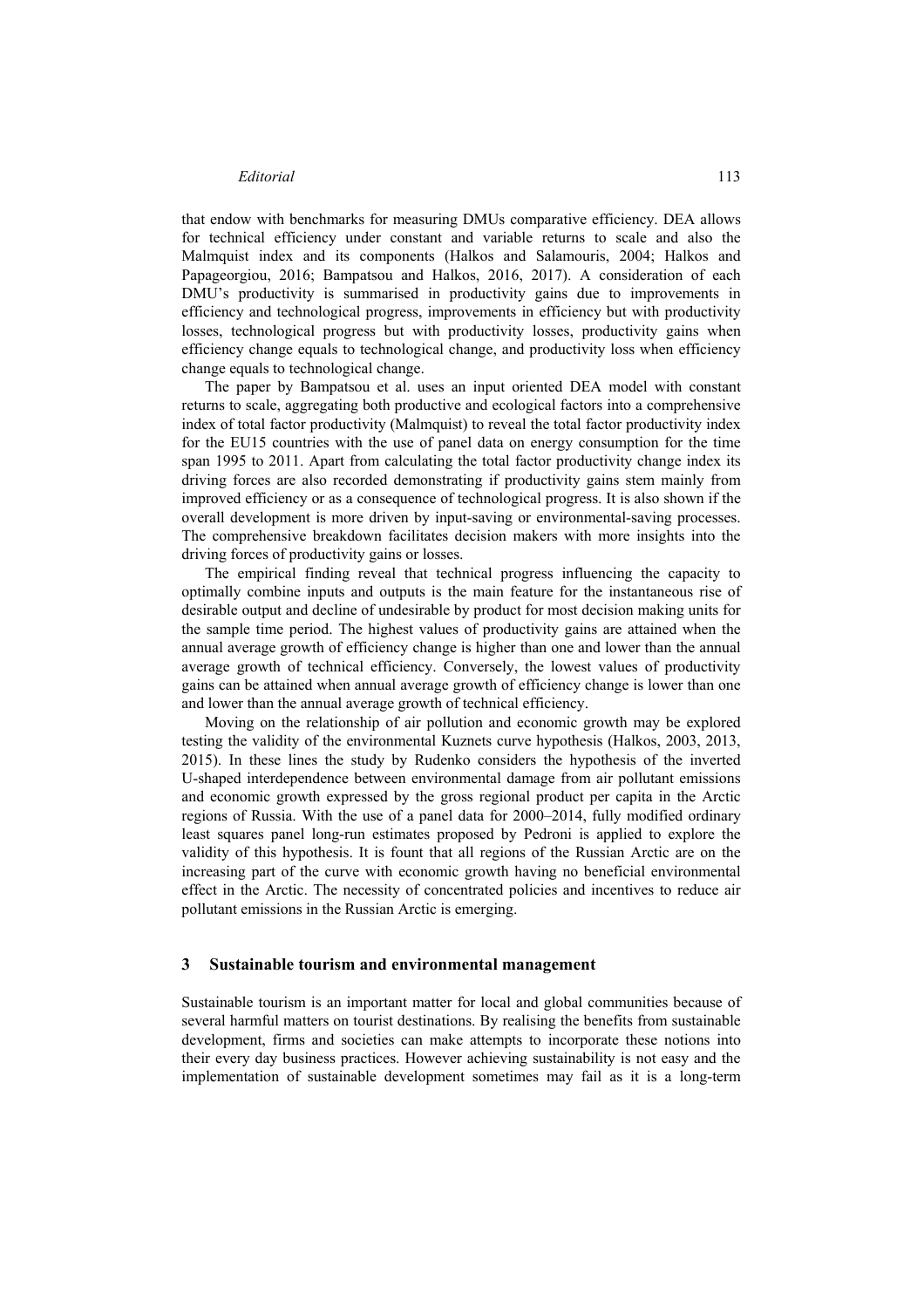that endow with benchmarks for measuring DMUs comparative efficiency. DEA allows for technical efficiency under constant and variable returns to scale and also the Malmquist index and its components (Halkos and Salamouris, 2004; Halkos and Papageorgiou, 2016; Bampatsou and Halkos, 2016, 2017). A consideration of each DMU's productivity is summarised in productivity gains due to improvements in efficiency and technological progress, improvements in efficiency but with productivity losses, technological progress but with productivity losses, productivity gains when efficiency change equals to technological change, and productivity loss when efficiency change equals to technological change.

The paper by Bampatsou et al. uses an input oriented DEA model with constant returns to scale, aggregating both productive and ecological factors into a comprehensive index of total factor productivity (Malmquist) to reveal the total factor productivity index for the EU15 countries with the use of panel data on energy consumption for the time span 1995 to 2011. Apart from calculating the total factor productivity change index its driving forces are also recorded demonstrating if productivity gains stem mainly from improved efficiency or as a consequence of technological progress. It is also shown if the overall development is more driven by input-saving or environmental-saving processes. The comprehensive breakdown facilitates decision makers with more insights into the driving forces of productivity gains or losses.

The empirical finding reveal that technical progress influencing the capacity to optimally combine inputs and outputs is the main feature for the instantaneous rise of desirable output and decline of undesirable by product for most decision making units for the sample time period. The highest values of productivity gains are attained when the annual average growth of efficiency change is higher than one and lower than the annual average growth of technical efficiency. Conversely, the lowest values of productivity gains can be attained when annual average growth of efficiency change is lower than one and lower than the annual average growth of technical efficiency.

Moving on the relationship of air pollution and economic growth may be explored testing the validity of the environmental Kuznets curve hypothesis (Halkos, 2003, 2013, 2015). In these lines the study by Rudenko considers the hypothesis of the inverted U-shaped interdependence between environmental damage from air pollutant emissions and economic growth expressed by the gross regional product per capita in the Arctic regions of Russia. With the use of a panel data for 2000–2014, fully modified ordinary least squares panel long-run estimates proposed by Pedroni is applied to explore the validity of this hypothesis. It is fount that all regions of the Russian Arctic are on the increasing part of the curve with economic growth having no beneficial environmental effect in the Arctic. The necessity of concentrated policies and incentives to reduce air pollutant emissions in the Russian Arctic is emerging.

## 3 Sustainable tourism and environmental management

Sustainable tourism is an important matter for local and global communities because of several harmful matters on tourist destinations. By realising the benefits from sustainable development, firms and societies can make attempts to incorporate these notions into their every day business practices. However achieving sustainability is not easy and the implementation of sustainable development sometimes may fail as it is a long-term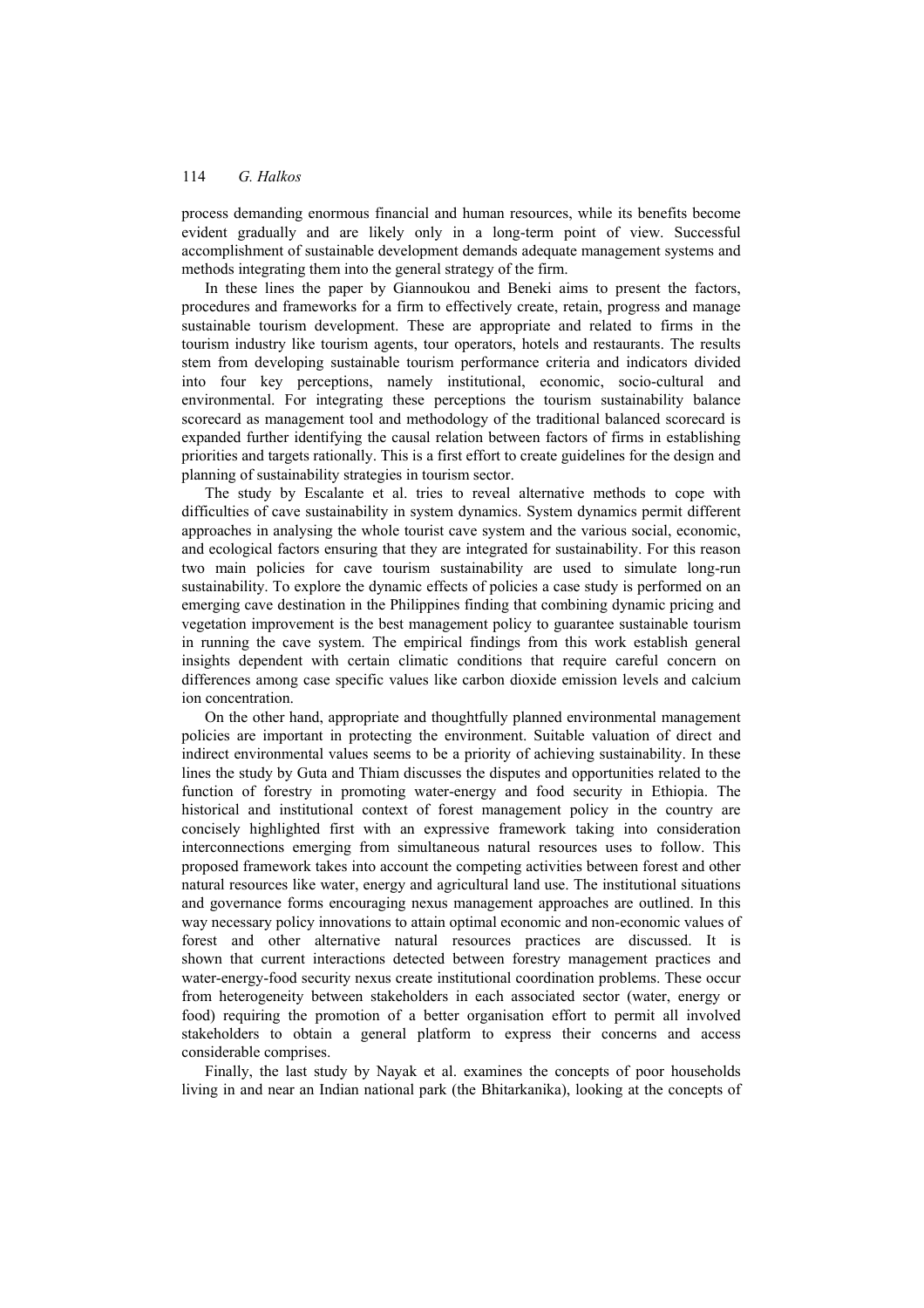process demanding enormous financial and human resources, while its benefits become evident gradually and are likely only in a long-term point of view. Successful accomplishment of sustainable development demands adequate management systems and methods integrating them into the general strategy of the firm.

In these lines the paper by Giannoukou and Beneki aims to present the factors, procedures and frameworks for a firm to effectively create, retain, progress and manage sustainable tourism development. These are appropriate and related to firms in the tourism industry like tourism agents, tour operators, hotels and restaurants. The results stem from developing sustainable tourism performance criteria and indicators divided into four key perceptions, namely institutional, economic, socio-cultural and environmental. For integrating these perceptions the tourism sustainability balance scorecard as management tool and methodology of the traditional balanced scorecard is expanded further identifying the causal relation between factors of firms in establishing priorities and targets rationally. This is a first effort to create guidelines for the design and planning of sustainability strategies in tourism sector.

The study by Escalante et al. tries to reveal alternative methods to cope with difficulties of cave sustainability in system dynamics. System dynamics permit different approaches in analysing the whole tourist cave system and the various social, economic, and ecological factors ensuring that they are integrated for sustainability. For this reason two main policies for cave tourism sustainability are used to simulate long-run sustainability. To explore the dynamic effects of policies a case study is performed on an emerging cave destination in the Philippines finding that combining dynamic pricing and vegetation improvement is the best management policy to guarantee sustainable tourism in running the cave system. The empirical findings from this work establish general insights dependent with certain climatic conditions that require careful concern on differences among case specific values like carbon dioxide emission levels and calcium ion concentration.

On the other hand, appropriate and thoughtfully planned environmental management policies are important in protecting the environment. Suitable valuation of direct and indirect environmental values seems to be a priority of achieving sustainability. In these lines the study by Guta and Thiam discusses the disputes and opportunities related to the function of forestry in promoting water-energy and food security in Ethiopia. The historical and institutional context of forest management policy in the country are concisely highlighted first with an expressive framework taking into consideration interconnections emerging from simultaneous natural resources uses to follow. This proposed framework takes into account the competing activities between forest and other natural resources like water, energy and agricultural land use. The institutional situations and governance forms encouraging nexus management approaches are outlined. In this way necessary policy innovations to attain optimal economic and non-economic values of forest and other alternative natural resources practices are discussed. It is shown that current interactions detected between forestry management practices and water-energy-food security nexus create institutional coordination problems. These occur from heterogeneity between stakeholders in each associated sector (water, energy or food) requiring the promotion of a better organisation effort to permit all involved stakeholders to obtain a general platform to express their concerns and access considerable comprises.

Finally, the last study by Nayak et al. examines the concepts of poor households living in and near an Indian national park (the Bhitarkanika), looking at the concepts of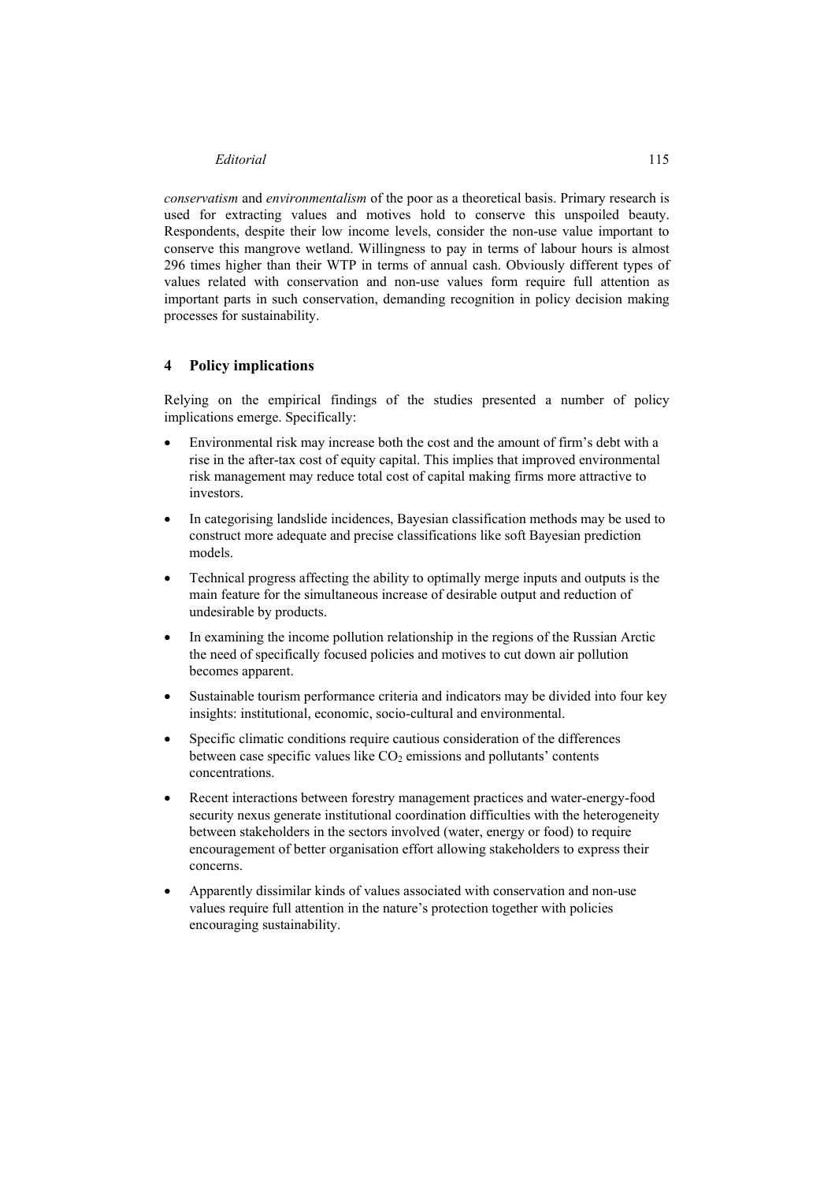*conservatism* and *environmentalism* of the poor as a theoretical basis. Primary research is used for extracting values and motives hold to conserve this unspoiled beauty. Respondents, despite their low income levels, consider the non-use value important to conserve this mangrove wetland. Willingness to pay in terms of labour hours is almost 296 times higher than their WTP in terms of annual cash. Obviously different types of values related with conservation and non-use values form require full attention as important parts in such conservation, demanding recognition in policy decision making processes for sustainability.

## 4 Policy implications

Relying on the empirical findings of the studies presented a number of policy implications emerge. Specifically:

- Environmental risk may increase both the cost and the amount of firm's debt with a rise in the after-tax cost of equity capital. This implies that improved environmental risk management may reduce total cost of capital making firms more attractive to investors.
- In categorising landslide incidences, Bayesian classification methods may be used to construct more adequate and precise classifications like soft Bayesian prediction models.
- Technical progress affecting the ability to optimally merge inputs and outputs is the main feature for the simultaneous increase of desirable output and reduction of undesirable by products.
- In examining the income pollution relationship in the regions of the Russian Arctic the need of specifically focused policies and motives to cut down air pollution becomes apparent.
- Sustainable tourism performance criteria and indicators may be divided into four key insights: institutional, economic, socio-cultural and environmental.
- Specific climatic conditions require cautious consideration of the differences between case specific values like $CO_2$ emissions and pollutants' contents concentrations.
- Recent interactions between forestry management practices and water-energy-food security nexus generate institutional coordination difficulties with the heterogeneity between stakeholders in the sectors involved (water, energy or food) to require encouragement of better organisation effort allowing stakeholders to express their concerns.
- Apparently dissimilar kinds of values associated with conservation and non-use values require full attention in the nature's protection together with policies encouraging sustainability.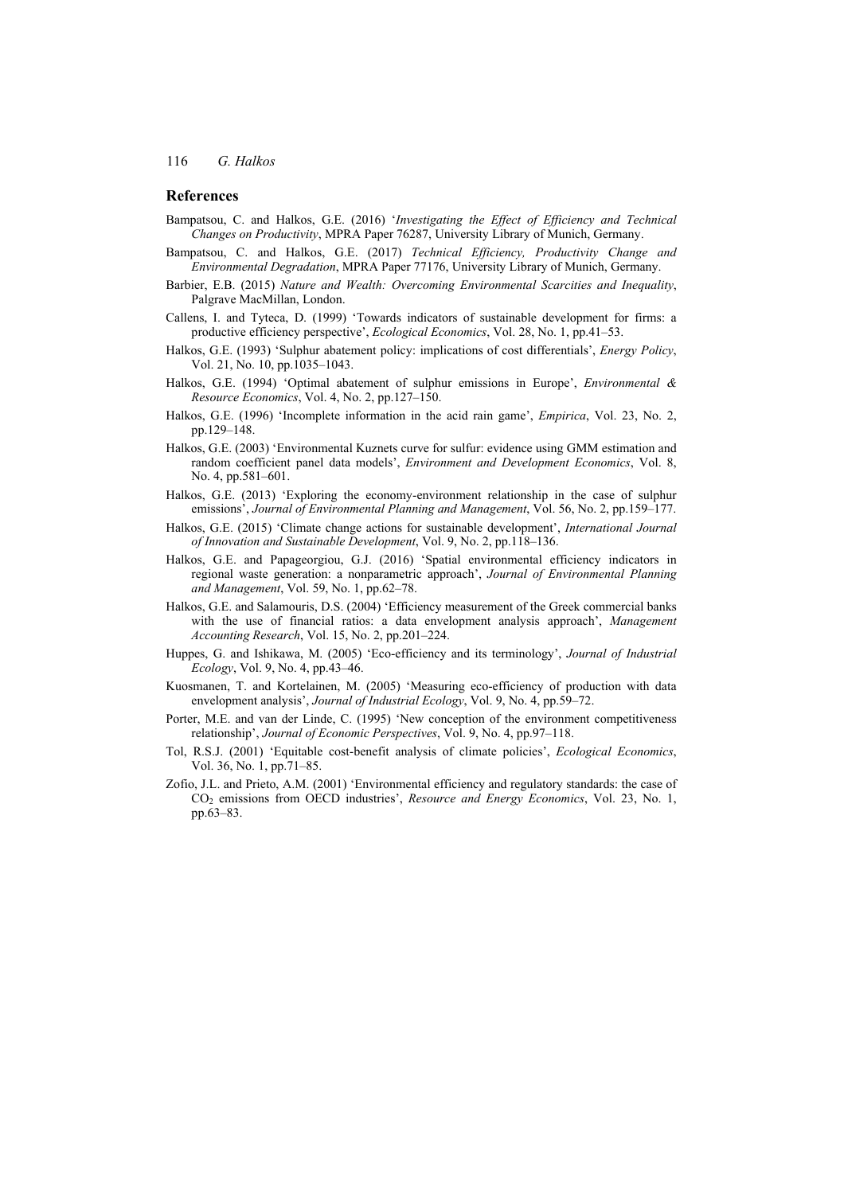## References

Bampatsou, C. and Halkos, G.E. (2016) '*Investigating the Effect of Efficiency and Technical Changes on Productivity*, MPRA Paper 76287, University Library of Munich, Germany.

Bampatsou, C. and Halkos, G.E. (2017) *Technical Efficiency, Productivity Change and Environmental Degradation*, MPRA Paper 77176, University Library of Munich, Germany.

Barbier, E.B. (2015) *Nature and Wealth: Overcoming Environmental Scarcities and Inequality*, Palgrave MacMillan, London.

Callens, I. and Tyteca, D. (1999) 'Towards indicators of sustainable development for firms: a productive efficiency perspective', *Ecological Economics*, Vol. 28, No. 1, pp.41–53.

Halkos, G.E. (1993) 'Sulphur abatement policy: implications of cost differentials', *Energy Policy*, Vol. 21, No. 10, pp.1035–1043.

Halkos, G.E. (1994) 'Optimal abatement of sulphur emissions in Europe', *Environmental & Resource Economics*, Vol. 4, No. 2, pp.127–150.

Halkos, G.E. (1996) 'Incomplete information in the acid rain game', *Empirica*, Vol. 23, No. 2, pp.129–148.

Halkos, G.E. (2003) 'Environmental Kuznets curve for sulfur: evidence using GMM estimation and random coefficient panel data models', *Environment and Development Economics*, Vol. 8, No. 4, pp.581–601.

Halkos, G.E. (2013) 'Exploring the economy-environment relationship in the case of sulphur emissions', *Journal of Environmental Planning and Management*, Vol. 56, No. 2, pp.159–177.

Halkos, G.E. (2015) 'Climate change actions for sustainable development', *International Journal of Innovation and Sustainable Development*, Vol. 9, No. 2, pp.118–136.

Halkos, G.E. and Papageorgiou, G.J. (2016) 'Spatial environmental efficiency indicators in regional waste generation: a nonparametric approach', *Journal of Environmental Planning and Management*, Vol. 59, No. 1, pp.62–78.

Halkos, G.E. and Salamouris, D.S. (2004) 'Efficiency measurement of the Greek commercial banks with the use of financial ratios: a data envelopment analysis approach', *Management Accounting Research*, Vol. 15, No. 2, pp.201–224.

Huppes, G. and Ishikawa, M. (2005) 'Eco-efficiency and its terminology', *Journal of Industrial Ecology*, Vol. 9, No. 4, pp.43–46.

Kuosmanen, T. and Kortelainen, M. (2005) 'Measuring eco-efficiency of production with data envelopment analysis', *Journal of Industrial Ecology*, Vol. 9, No. 4, pp.59–72.

Porter, M.E. and van der Linde, C. (1995) 'New conception of the environment competitiveness relationship', *Journal of Economic Perspectives*, Vol. 9, No. 4, pp.97–118.

Tol, R.S.J. (2001) 'Equitable cost-benefit analysis of climate policies', *Ecological Economics*, Vol. 36, No. 1, pp.71–85.

Zofio, J.L. and Prieto, A.M. (2001) 'Environmental efficiency and regulatory standards: the case of $CO_2$ emissions from OECD industries', *Resource and Energy Economics*, Vol. 23, No. 1, pp.63–83.